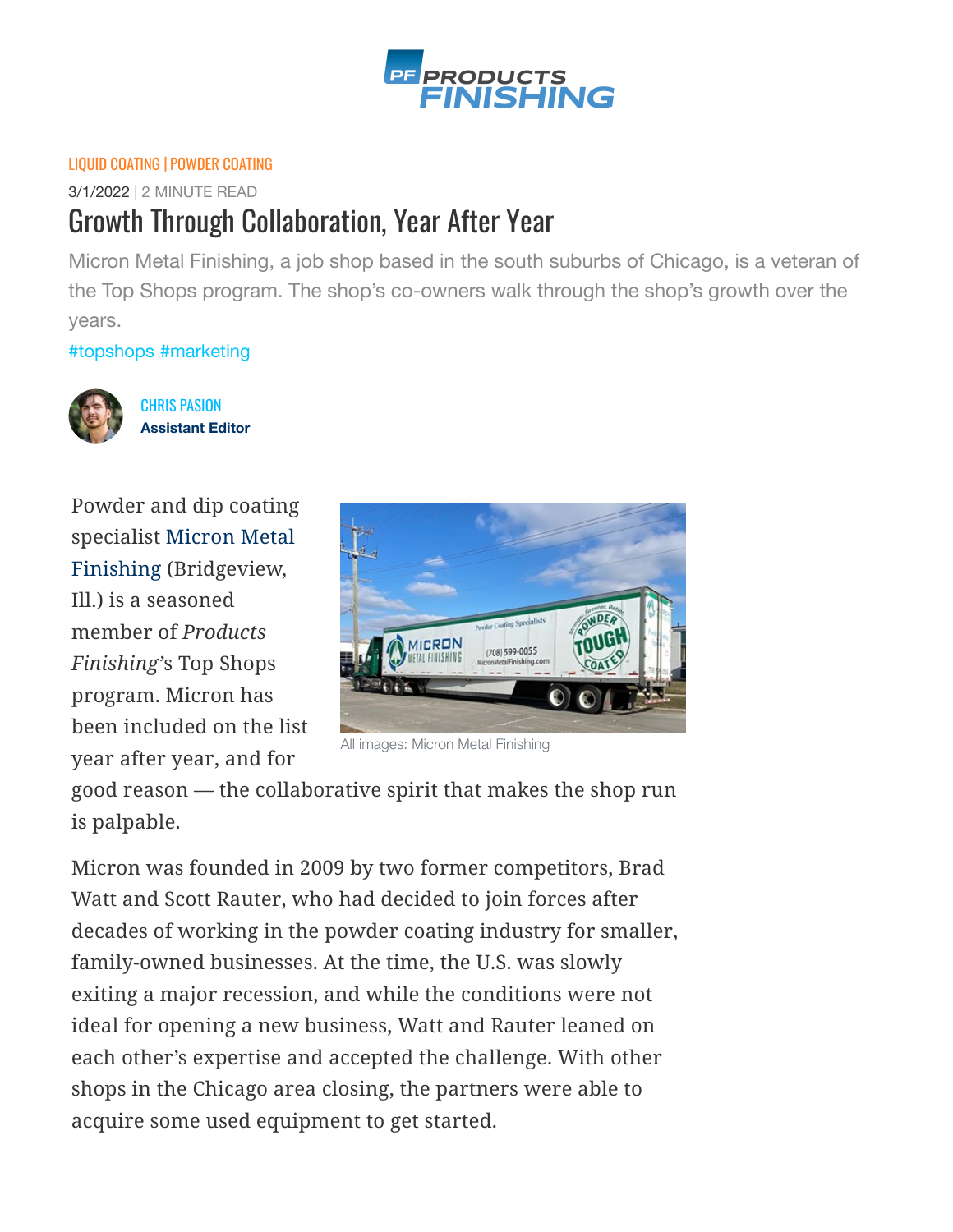LIQUID COATING | POWDER COATING

3/1/2022 | 2 MINUTE READ

# Growth Through Collaboration, Year After Year

Micron Metal Finishing, a job shop based in the south suburbs of Chicago, is a veteran of the Top Shops program. The shop's co-owners walk through the shop's growth over the years.

#topshops #marketing

CHRIS PASION
**Assistant Editor**

Powder and dip coating specialist Micron Metal Finishing (Bridgeview, Ill.) is a seasoned member of *Products Finishing*'s Top Shops program. Micron has been included on the list year after year, and for good reason — the collaborative spirit that makes the shop run is palpable.

All images: Micron Metal Finishing

Micron was founded in 2009 by two former competitors, Brad Watt and Scott Rauter, who had decided to join forces after decades of working in the powder coating industry for smaller, family-owned businesses. At the time, the U.S. was slowly exiting a major recession, and while the conditions were not ideal for opening a new business, Watt and Rauter leaned on each other's expertise and accepted the challenge. With other shops in the Chicago area closing, the partners were able to acquire some used equipment to get started.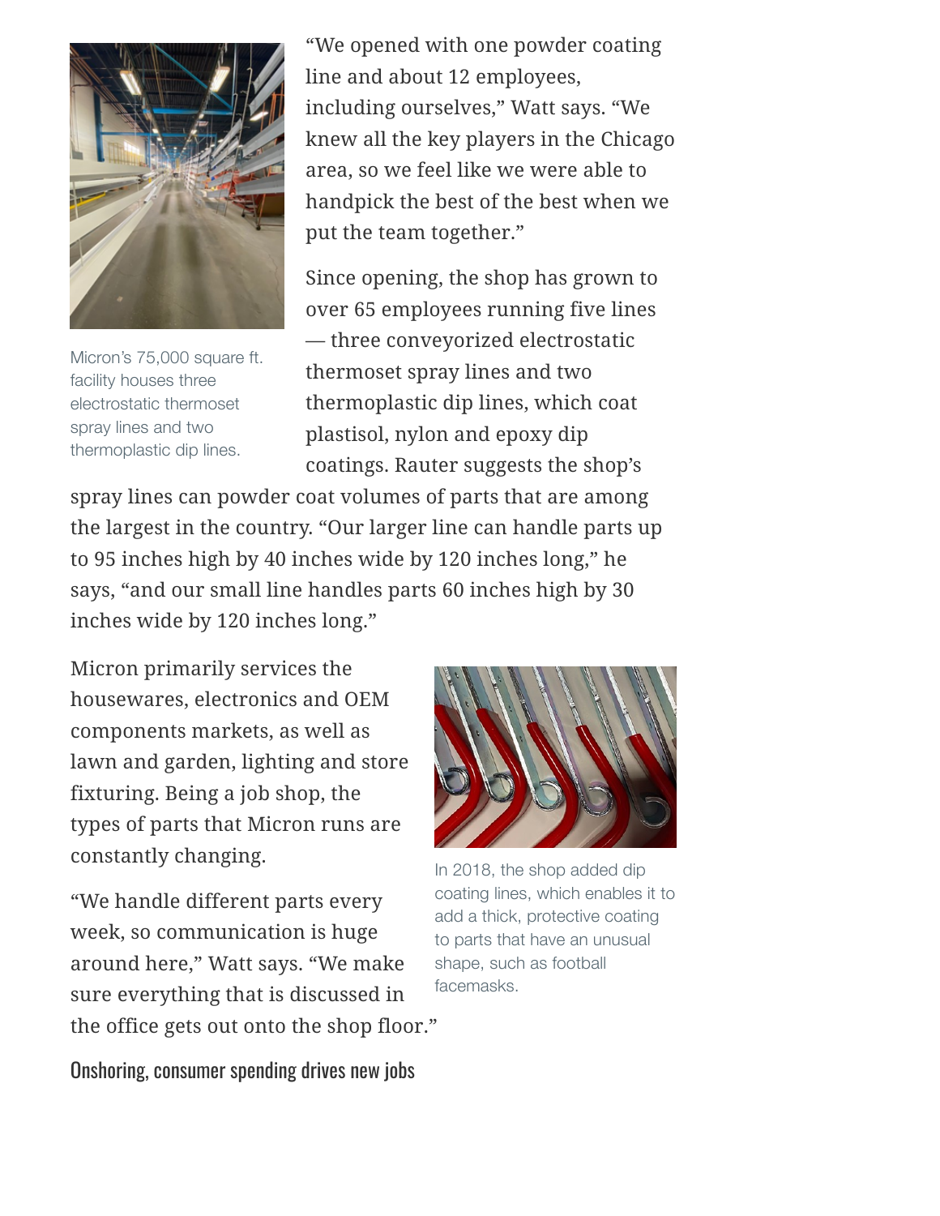"We opened with one powder coating line and about 12 employees, including ourselves," Watt says. "We knew all the key players in the Chicago area, so we feel like we were able to handpick the best of the best when we put the team together."

Micron's 75,000 square ft. facility houses three electrostatic thermoset spray lines and two thermoplastic dip lines.

Since opening, the shop has grown to over 65 employees running five lines — three conveyorized electrostatic thermoset spray lines and two thermoplastic dip lines, which coat plastisol, nylon and epoxy dip coatings. Rauter suggests the shop's spray lines can powder coat volumes of parts that are among the largest in the country. "Our larger line can handle parts up to 95 inches high by 40 inches wide by 120 inches long," he says, "and our small line handles parts 60 inches high by 30 inches wide by 120 inches long."

Micron primarily services the housewares, electronics and OEM components markets, as well as lawn and garden, lighting and store fixturing. Being a job shop, the types of parts that Micron runs are constantly changing.

In 2018, the shop added dip coating lines, which enables it to add a thick, protective coating to parts that have an unusual shape, such as football facemasks.

"We handle different parts every week, so communication is huge around here," Watt says. "We make sure everything that is discussed in the office gets out onto the shop floor."

## Onshoring, consumer spending drives new jobs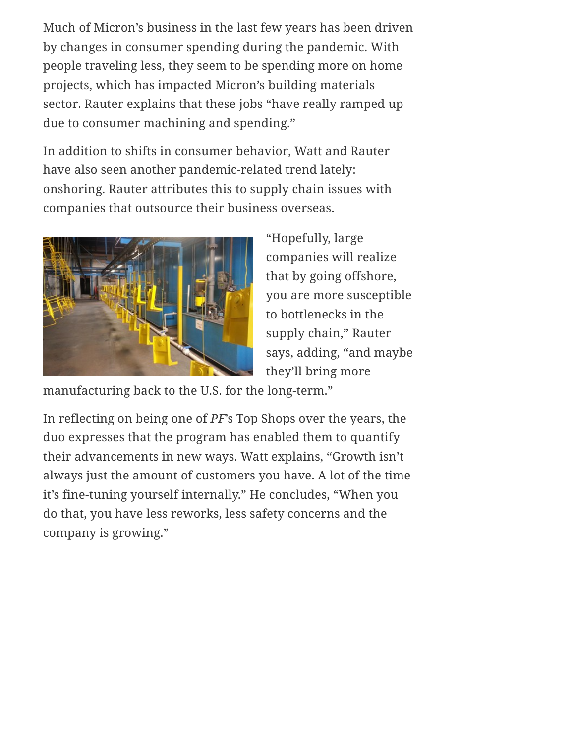Much of Micron's business in the last few years has been driven by changes in consumer spending during the pandemic. With people traveling less, they seem to be spending more on home projects, which has impacted Micron's building materials sector. Rauter explains that these jobs "have really ramped up due to consumer machining and spending."

In addition to shifts in consumer behavior, Watt and Rauter have also seen another pandemic-related trend lately: onshoring. Rauter attributes this to supply chain issues with companies that outsource their business overseas.

"Hopefully, large companies will realize that by going offshore, you are more susceptible to bottlenecks in the supply chain," Rauter says, adding, "and maybe they'll bring more manufacturing back to the U.S. for the long-term."

In reflecting on being one of *PF*'s Top Shops over the years, the duo expresses that the program has enabled them to quantify their advancements in new ways. Watt explains, "Growth isn't always just the amount of customers you have. A lot of the time it's fine-tuning yourself internally." He concludes, "When you do that, you have less reworks, less safety concerns and the company is growing."